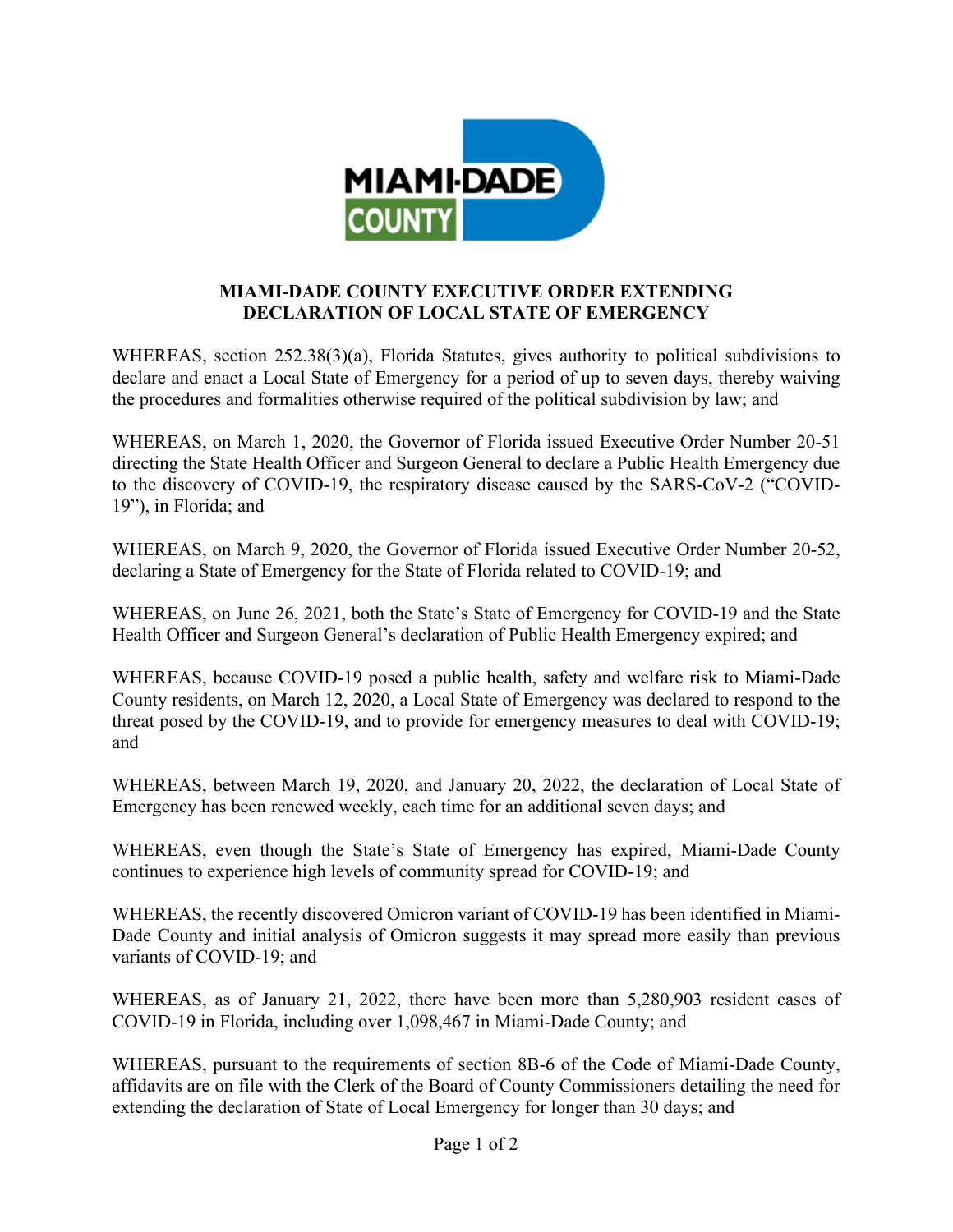# MIAMI-DADE COUNTY EXECUTIVE ORDER EXTENDING DECLARATION OF LOCAL STATE OF EMERGENCY

WHEREAS, section 252.38(3)(a), Florida Statutes, gives authority to political subdivisions to declare and enact a Local State of Emergency for a period of up to seven days, thereby waiving the procedures and formalities otherwise required of the political subdivision by law; and

WHEREAS, on March 1, 2020, the Governor of Florida issued Executive Order Number 20-51 directing the State Health Officer and Surgeon General to declare a Public Health Emergency due to the discovery of COVID-19, the respiratory disease caused by the SARS-CoV-2 ("COVID-19"), in Florida; and

WHEREAS, on March 9, 2020, the Governor of Florida issued Executive Order Number 20-52, declaring a State of Emergency for the State of Florida related to COVID-19; and

WHEREAS, on June 26, 2021, both the State's State of Emergency for COVID-19 and the State Health Officer and Surgeon General's declaration of Public Health Emergency expired; and

WHEREAS, because COVID-19 posed a public health, safety and welfare risk to Miami-Dade County residents, on March 12, 2020, a Local State of Emergency was declared to respond to the threat posed by the COVID-19, and to provide for emergency measures to deal with COVID-19; and

WHEREAS, between March 19, 2020, and January 20, 2022, the declaration of Local State of Emergency has been renewed weekly, each time for an additional seven days; and

WHEREAS, even though the State's State of Emergency has expired, Miami-Dade County continues to experience high levels of community spread for COVID-19; and

WHEREAS, the recently discovered Omicron variant of COVID-19 has been identified in Miami-Dade County and initial analysis of Omicron suggests it may spread more easily than previous variants of COVID-19; and

WHEREAS, as of January 21, 2022, there have been more than 5,280,903 resident cases of COVID-19 in Florida, including over 1,098,467 in Miami-Dade County; and

WHEREAS, pursuant to the requirements of section 8B-6 of the Code of Miami-Dade County, affidavits are on file with the Clerk of the Board of County Commissioners detailing the need for extending the declaration of State of Local Emergency for longer than 30 days; and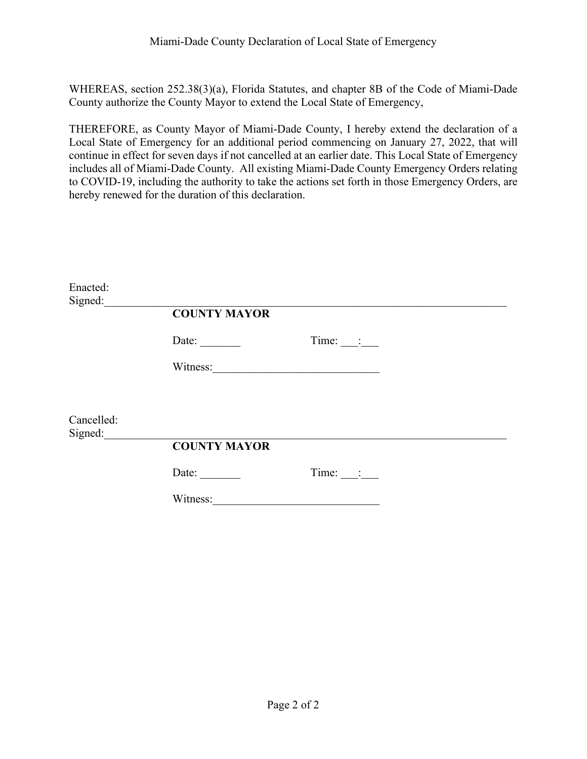WHEREAS, section 252.38(3)(a), Florida Statutes, and chapter 8B of the Code of Miami-Dade County authorize the County Mayor to extend the Local State of Emergency,

THEREFORE, as County Mayor of Miami-Dade County, I hereby extend the declaration of a Local State of Emergency for an additional period commencing on January 27, 2022, that will continue in effect for seven days if not cancelled at an earlier date. This Local State of Emergency includes all of Miami-Dade County. All existing Miami-Dade County Emergency Orders relating to COVID-19, including the authority to take the actions set forth in those Emergency Orders, are hereby renewed for the duration of this declaration.

Enacted:
Signed:_______________________________________________

**COUNTY MAYOR**

Date: _______ Time: ___:___

Witness:____________________________

Cancelled:
Signed:_______________________________________________

**COUNTY MAYOR**

Date: _______ Time: ___:___

Witness:____________________________